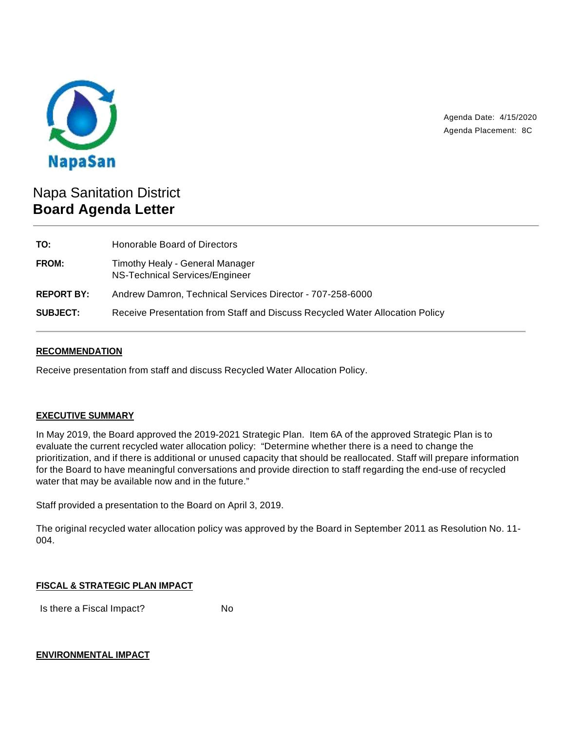NapaSan

Agenda Date: 4/15/2020
Agenda Placement: 8C

# Napa Sanitation District
# **Board Agenda Letter**

| | |
|---|---|
| **TO:** | Honorable Board of Directors |
| **FROM:** | Timothy Healy - General Manager<br>NS-Technical Services/Engineer |
| **REPORT BY:** | Andrew Damron, Technical Services Director - 707-258-6000 |
| **SUBJECT:** | Receive Presentation from Staff and Discuss Recycled Water Allocation Policy |

## RECOMMENDATION

Receive presentation from staff and discuss Recycled Water Allocation Policy.

## EXECUTIVE SUMMARY

In May 2019, the Board approved the 2019-2021 Strategic Plan. Item 6A of the approved Strategic Plan is to evaluate the current recycled water allocation policy: "Determine whether there is a need to change the prioritization, and if there is additional or unused capacity that should be reallocated. Staff will prepare information for the Board to have meaningful conversations and provide direction to staff regarding the end-use of recycled water that may be available now and in the future."

Staff provided a presentation to the Board on April 3, 2019.

The original recycled water allocation policy was approved by the Board in September 2011 as Resolution No. 11-004.

## FISCAL & STRATEGIC PLAN IMPACT

Is there a Fiscal Impact? No

## ENVIRONMENTAL IMPACT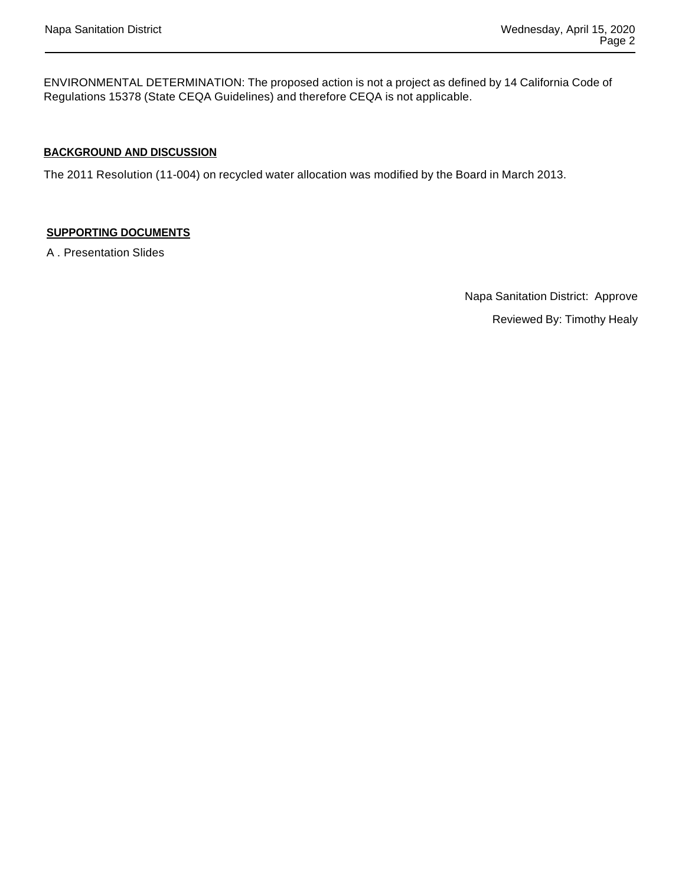ENVIRONMENTAL DETERMINATION: The proposed action is not a project as defined by 14 California Code of Regulations 15378 (State CEQA Guidelines) and therefore CEQA is not applicable.

## BACKGROUND AND DISCUSSION

The 2011 Resolution (11-004) on recycled water allocation was modified by the Board in March 2013.

## SUPPORTING DOCUMENTS

A . Presentation Slides

Napa Sanitation District: Approve

Reviewed By: Timothy Healy